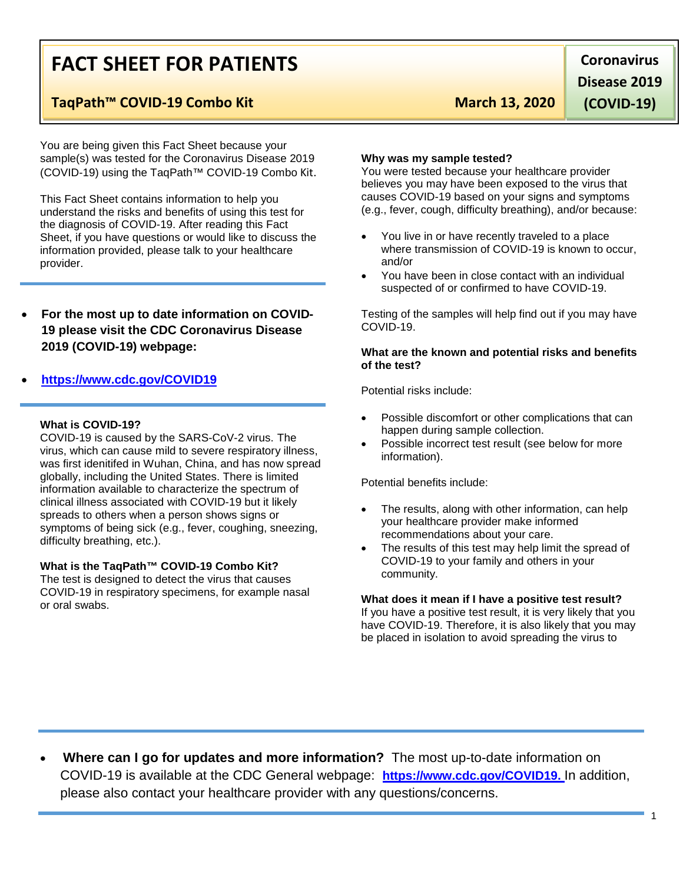# FACT SHEET FOR PATIENTS

**TaqPath™ COVID-19 Combo Kit** — **March 13, 2020**

**Coronavirus Disease 2019 (COVID-19)**

You are being given this Fact Sheet because your sample(s) was tested for the Coronavirus Disease 2019 (COVID-19) using the TaqPath™ COVID-19 Combo Kit.

This Fact Sheet contains information to help you understand the risks and benefits of using this test for the diagnosis of COVID-19. After reading this Fact Sheet, if you have questions or would like to discuss the information provided, please talk to your healthcare provider.

- **For the most up to date information on COVID-19 please visit the CDC Coronavirus Disease 2019 (COVID-19) webpage:**
- **https://www.cdc.gov/COVID19**

**What is COVID-19?**
COVID-19 is caused by the SARS-CoV-2 virus. The virus, which can cause mild to severe respiratory illness, was first idenitifed in Wuhan, China, and has now spread globally, including the United States. There is limited information available to characterize the spectrum of clinical illness associated with COVID-19 but it likely spreads to others when a person shows signs or symptoms of being sick (e.g., fever, coughing, sneezing, difficulty breathing, etc.).

**What is the TaqPath™ COVID-19 Combo Kit?**
The test is designed to detect the virus that causes COVID-19 in respiratory specimens, for example nasal or oral swabs.

**Why was my sample tested?**
You were tested because your healthcare provider believes you may have been exposed to the virus that causes COVID-19 based on your signs and symptoms (e.g., fever, cough, difficulty breathing), and/or because:

- You live in or have recently traveled to a place where transmission of COVID-19 is known to occur, and/or
- You have been in close contact with an individual suspected of or confirmed to have COVID-19.

Testing of the samples will help find out if you may have COVID-19.

**What are the known and potential risks and benefits of the test?**

Potential risks include:

- Possible discomfort or other complications that can happen during sample collection.
- Possible incorrect test result (see below for more information).

Potential benefits include:

- The results, along with other information, can help your healthcare provider make informed recommendations about your care.
- The results of this test may help limit the spread of COVID-19 to your family and others in your community.

**What does it mean if I have a positive test result?**
If you have a positive test result, it is very likely that you have COVID-19. Therefore, it is also likely that you may be placed in isolation to avoid spreading the virus to

- **Where can I go for updates and more information?** The most up-to-date information on COVID-19 is available at the CDC General webpage: **https://www.cdc.gov/COVID19.** In addition, please also contact your healthcare provider with any questions/concerns.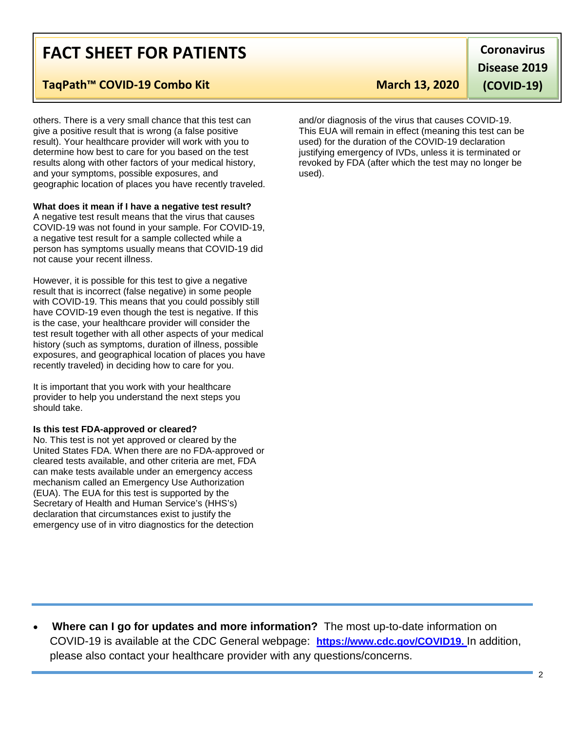others. There is a very small chance that this test can give a positive result that is wrong (a false positive result). Your healthcare provider will work with you to determine how best to care for you based on the test results along with other factors of your medical history, and your symptoms, possible exposures, and geographic location of places you have recently traveled.

**What does it mean if I have a negative test result?**
A negative test result means that the virus that causes COVID-19 was not found in your sample. For COVID-19, a negative test result for a sample collected while a person has symptoms usually means that COVID-19 did not cause your recent illness.

However, it is possible for this test to give a negative result that is incorrect (false negative) in some people with COVID-19. This means that you could possibly still have COVID-19 even though the test is negative. If this is the case, your healthcare provider will consider the test result together with all other aspects of your medical history (such as symptoms, duration of illness, possible exposures, and geographical location of places you have recently traveled) in deciding how to care for you.

It is important that you work with your healthcare provider to help you understand the next steps you should take.

**Is this test FDA-approved or cleared?**
No. This test is not yet approved or cleared by the United States FDA. When there are no FDA-approved or cleared tests available, and other criteria are met, FDA can make tests available under an emergency access mechanism called an Emergency Use Authorization (EUA). The EUA for this test is supported by the Secretary of Health and Human Service's (HHS's) declaration that circumstances exist to justify the emergency use of in vitro diagnostics for the detection and/or diagnosis of the virus that causes COVID-19. This EUA will remain in effect (meaning this test can be used) for the duration of the COVID-19 declaration justifying emergency of IVDs, unless it is terminated or revoked by FDA (after which the test may no longer be used).

---

- **Where can I go for updates and more information?** The most up-to-date information on COVID-19 is available at the CDC General webpage: **https://www.cdc.gov/COVID19.** In addition, please also contact your healthcare provider with any questions/concerns.